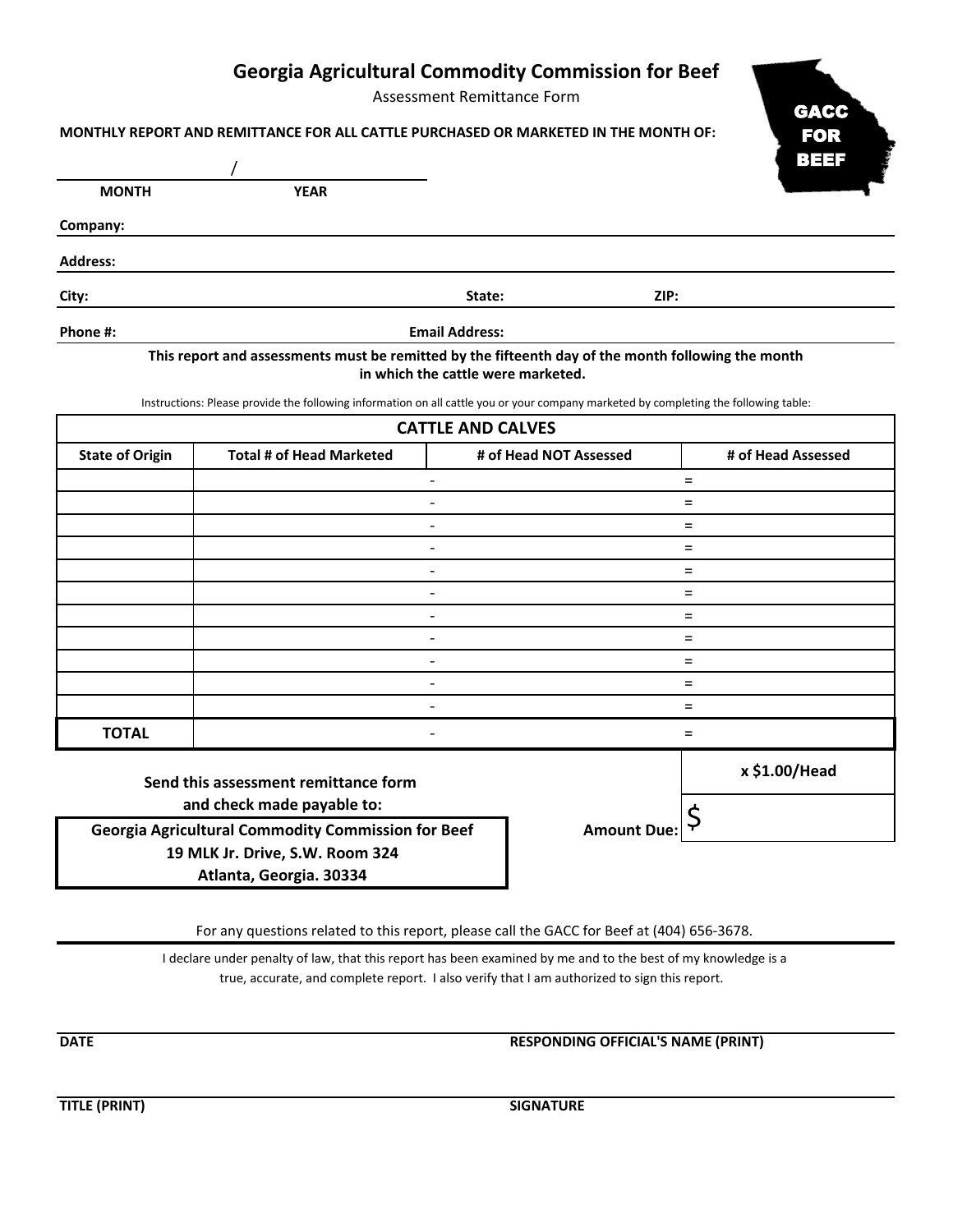# Georgia Agricultural Commodity Commission for Beef

Assessment Remittance Form

GACC FOR BEEF

**MONTHLY REPORT AND REMITTANCE FOR ALL CATTLE PURCHASED OR MARKETED IN THE MONTH OF:**

_______________ / _______________

**MONTH** **YEAR**

**Company:**

**Address:**

**City:** **State:** **ZIP:**

**Phone #:** **Email Address:**

**This report and assessments must be remitted by the fifteenth day of the month following the month in which the cattle were marketed.**

Instructions: Please provide the following information on all cattle you or your company marketed by completing the following table:

| CATTLE AND CALVES | | | |
|---|---|---|---|
| **State of Origin** | **Total # of Head Marketed** | **# of Head NOT Assessed** | **# of Head Assessed** |
| | | - | = |
| | | - | = |
| | | - | = |
| | | - | = |
| | | - | = |
| | | - | = |
| | | - | = |
| | | - | = |
| | | - | = |
| | | - | = |
| | | - | = |
| **TOTAL** | | - | = |
| | | | **x $1.00/Head** |
| | | **Amount Due:** | $ |

**Send this assessment remittance form and check made payable to:**

**Georgia Agricultural Commodity Commission for Beef**
**19 MLK Jr. Drive, S.W. Room 324**
**Atlanta, Georgia. 30334**

For any questions related to this report, please call the GACC for Beef at (404) 656-3678.

I declare under penalty of law, that this report has been examined by me and to the best of my knowledge is a true, accurate, and complete report. I also verify that I am authorized to sign this report.

**DATE** **RESPONDING OFFICIAL'S NAME (PRINT)**

**TITLE (PRINT)** **SIGNATURE**